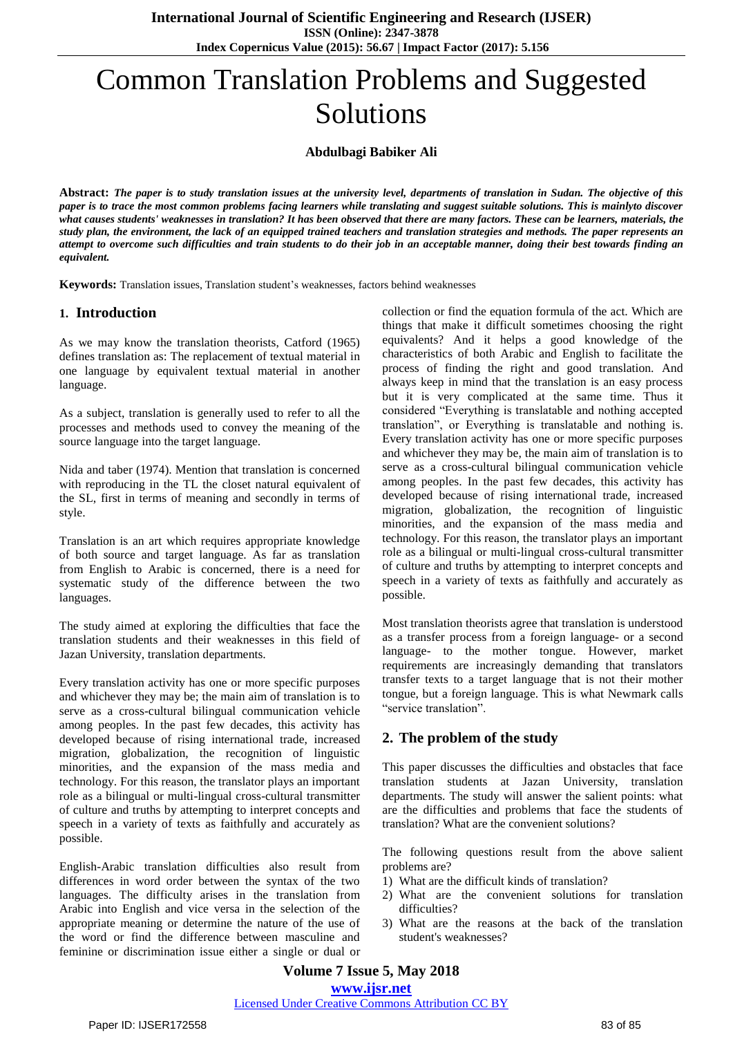# Common Translation Problems and Suggested Solutions

**Abdulbagi Babiker Ali**

**Abstract:** ***The paper is to study translation issues at the university level, departments of translation in Sudan. The objective of this paper is to trace the most common problems facing learners while translating and suggest suitable solutions. This is mainlyto discover what causes students' weaknesses in translation? It has been observed that there are many factors. These can be learners, materials, the study plan, the environment, the lack of an equipped trained teachers and translation strategies and methods. The paper represents an attempt to overcome such difficulties and train students to do their job in an acceptable manner, doing their best towards finding an equivalent.***

**Keywords:** Translation issues, Translation student's weaknesses, factors behind weaknesses

## 1. Introduction

As we may know the translation theorists, Catford (1965) defines translation as: The replacement of textual material in one language by equivalent textual material in another language.

As a subject, translation is generally used to refer to all the processes and methods used to convey the meaning of the source language into the target language.

Nida and taber (1974). Mention that translation is concerned with reproducing in the TL the closet natural equivalent of the SL, first in terms of meaning and secondly in terms of style.

Translation is an art which requires appropriate knowledge of both source and target language. As far as translation from English to Arabic is concerned, there is a need for systematic study of the difference between the two languages.

The study aimed at exploring the difficulties that face the translation students and their weaknesses in this field of Jazan University, translation departments.

Every translation activity has one or more specific purposes and whichever they may be; the main aim of translation is to serve as a cross-cultural bilingual communication vehicle among peoples. In the past few decades, this activity has developed because of rising international trade, increased migration, globalization, the recognition of linguistic minorities, and the expansion of the mass media and technology. For this reason, the translator plays an important role as a bilingual or multi-lingual cross-cultural transmitter of culture and truths by attempting to interpret concepts and speech in a variety of texts as faithfully and accurately as possible.

English-Arabic translation difficulties also result from differences in word order between the syntax of the two languages. The difficulty arises in the translation from Arabic into English and vice versa in the selection of the appropriate meaning or determine the nature of the use of the word or find the difference between masculine and feminine or discrimination issue either a single or dual or collection or find the equation formula of the act. Which are things that make it difficult sometimes choosing the right equivalents? And it helps a good knowledge of the characteristics of both Arabic and English to facilitate the process of finding the right and good translation. And always keep in mind that the translation is an easy process but it is very complicated at the same time. Thus it considered "Everything is translatable and nothing accepted translation", or Everything is translatable and nothing is. Every translation activity has one or more specific purposes and whichever they may be, the main aim of translation is to serve as a cross-cultural bilingual communication vehicle among peoples. In the past few decades, this activity has developed because of rising international trade, increased migration, globalization, the recognition of linguistic minorities, and the expansion of the mass media and technology. For this reason, the translator plays an important role as a bilingual or multi-lingual cross-cultural transmitter of culture and truths by attempting to interpret concepts and speech in a variety of texts as faithfully and accurately as possible.

Most translation theorists agree that translation is understood as a transfer process from a foreign language- or a second language- to the mother tongue. However, market requirements are increasingly demanding that translators transfer texts to a target language that is not their mother tongue, but a foreign language. This is what Newmark calls "service translation".

## 2. The problem of the study

This paper discusses the difficulties and obstacles that face translation students at Jazan University, translation departments. The study will answer the salient points: what are the difficulties and problems that face the students of translation? What are the convenient solutions?

The following questions result from the above salient problems are?

1) What are the difficult kinds of translation?
2) What are the convenient solutions for translation difficulties?
3) What are the reasons at the back of the translation student's weaknesses?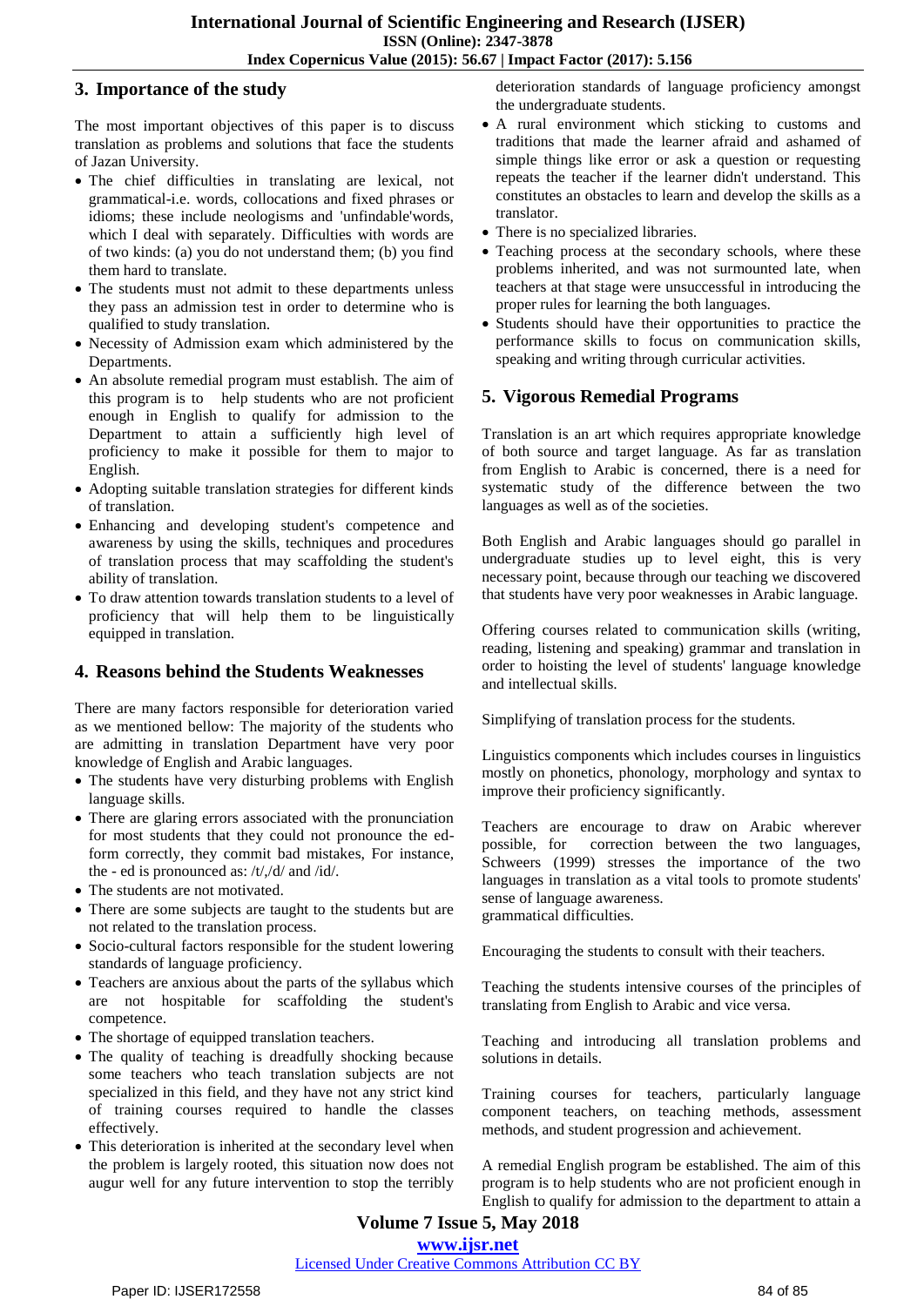## 3. Importance of the study

The most important objectives of this paper is to discuss translation as problems and solutions that face the students of Jazan University.

- The chief difficulties in translating are lexical, not grammatical-i.e. words, collocations and fixed phrases or idioms; these include neologisms and 'unfindable'words, which I deal with separately. Difficulties with words are of two kinds: (a) you do not understand them; (b) you find them hard to translate.
- The students must not admit to these departments unless they pass an admission test in order to determine who is qualified to study translation.
- Necessity of Admission exam which administered by the Departments.
- An absolute remedial program must establish. The aim of this program is to help students who are not proficient enough in English to qualify for admission to the Department to attain a sufficiently high level of proficiency to make it possible for them to major to English.
- Adopting suitable translation strategies for different kinds of translation.
- Enhancing and developing student's competence and awareness by using the skills, techniques and procedures of translation process that may scaffolding the student's ability of translation.
- To draw attention towards translation students to a level of proficiency that will help them to be linguistically equipped in translation.

## 4. Reasons behind the Students Weaknesses

There are many factors responsible for deterioration varied as we mentioned bellow: The majority of the students who are admitting in translation Department have very poor knowledge of English and Arabic languages.

- The students have very disturbing problems with English language skills.
- There are glaring errors associated with the pronunciation for most students that they could not pronounce the ed-form correctly, they commit bad mistakes, For instance, the - ed is pronounced as: /t/,/d/ and /id/.
- The students are not motivated.
- There are some subjects are taught to the students but are not related to the translation process.
- Socio-cultural factors responsible for the student lowering standards of language proficiency.
- Teachers are anxious about the parts of the syllabus which are not hospitable for scaffolding the student's competence.
- The shortage of equipped translation teachers.
- The quality of teaching is dreadfully shocking because some teachers who teach translation subjects are not specialized in this field, and they have not any strict kind of training courses required to handle the classes effectively.
- This deterioration is inherited at the secondary level when the problem is largely rooted, this situation now does not augur well for any future intervention to stop the terribly deterioration standards of language proficiency amongst the undergraduate students.
- A rural environment which sticking to customs and traditions that made the learner afraid and ashamed of simple things like error or ask a question or requesting repeats the teacher if the learner didn't understand. This constitutes an obstacles to learn and develop the skills as a translator.
- There is no specialized libraries.
- Teaching process at the secondary schools, where these problems inherited, and was not surmounted late, when teachers at that stage were unsuccessful in introducing the proper rules for learning the both languages.
- Students should have their opportunities to practice the performance skills to focus on communication skills, speaking and writing through curricular activities.

## 5. Vigorous Remedial Programs

Translation is an art which requires appropriate knowledge of both source and target language. As far as translation from English to Arabic is concerned, there is a need for systematic study of the difference between the two languages as well as of the societies.

Both English and Arabic languages should go parallel in undergraduate studies up to level eight, this is very necessary point, because through our teaching we discovered that students have very poor weaknesses in Arabic language.

Offering courses related to communication skills (writing, reading, listening and speaking) grammar and translation in order to hoisting the level of students' language knowledge and intellectual skills.

Simplifying of translation process for the students.

Linguistics components which includes courses in linguistics mostly on phonetics, phonology, morphology and syntax to improve their proficiency significantly.

Teachers are encourage to draw on Arabic wherever possible, for correction between the two languages, Schweers (1999) stresses the importance of the two languages in translation as a vital tools to promote students' sense of language awareness.
grammatical difficulties.

Encouraging the students to consult with their teachers.

Teaching the students intensive courses of the principles of translating from English to Arabic and vice versa.

Teaching and introducing all translation problems and solutions in details.

Training courses for teachers, particularly language component teachers, on teaching methods, assessment methods, and student progression and achievement.

A remedial English program be established. The aim of this program is to help students who are not proficient enough in English to qualify for admission to the department to attain a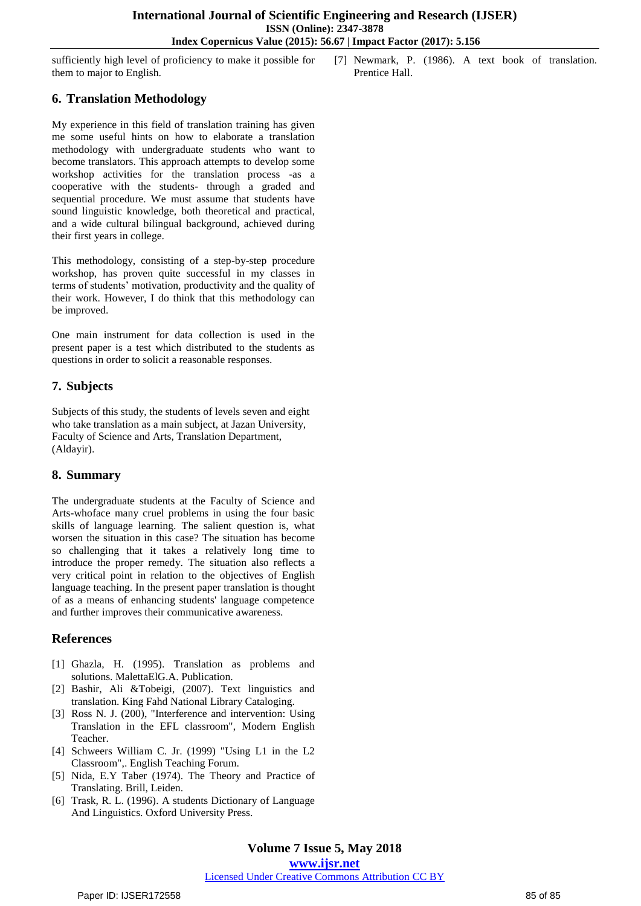sufficiently high level of proficiency to make it possible for them to major to English.

## 6. Translation Methodology

My experience in this field of translation training has given me some useful hints on how to elaborate a translation methodology with undergraduate students who want to become translators. This approach attempts to develop some workshop activities for the translation process -as a cooperative with the students- through a graded and sequential procedure. We must assume that students have sound linguistic knowledge, both theoretical and practical, and a wide cultural bilingual background, achieved during their first years in college.

This methodology, consisting of a step-by-step procedure workshop, has proven quite successful in my classes in terms of students' motivation, productivity and the quality of their work. However, I do think that this methodology can be improved.

One main instrument for data collection is used in the present paper is a test which distributed to the students as questions in order to solicit a reasonable responses.

## 7. Subjects

Subjects of this study, the students of levels seven and eight who take translation as a main subject, at Jazan University, Faculty of Science and Arts, Translation Department, (Aldayir).

## 8. Summary

The undergraduate students at the Faculty of Science and Arts-whoface many cruel problems in using the four basic skills of language learning. The salient question is, what worsen the situation in this case? The situation has become so challenging that it takes a relatively long time to introduce the proper remedy. The situation also reflects a very critical point in relation to the objectives of English language teaching. In the present paper translation is thought of as a means of enhancing students' language competence and further improves their communicative awareness.

## References

[1] Ghazla, H. (1995). Translation as problems and solutions. MalettaElG.A. Publication.
[2] Bashir, Ali &Tobeigi, (2007). Text linguistics and translation. King Fahd National Library Cataloging.
[3] Ross N. J. (200), "Interference and intervention: Using Translation in the EFL classroom", Modern English Teacher.
[4] Schweers William C. Jr. (1999) "Using L1 in the L2 Classroom",. English Teaching Forum.
[5] Nida, E.Y Taber (1974). The Theory and Practice of Translating. Brill, Leiden.
[6] Trask, R. L. (1996). A students Dictionary of Language And Linguistics. Oxford University Press.
[7] Newmark, P. (1986). A text book of translation. Prentice Hall.